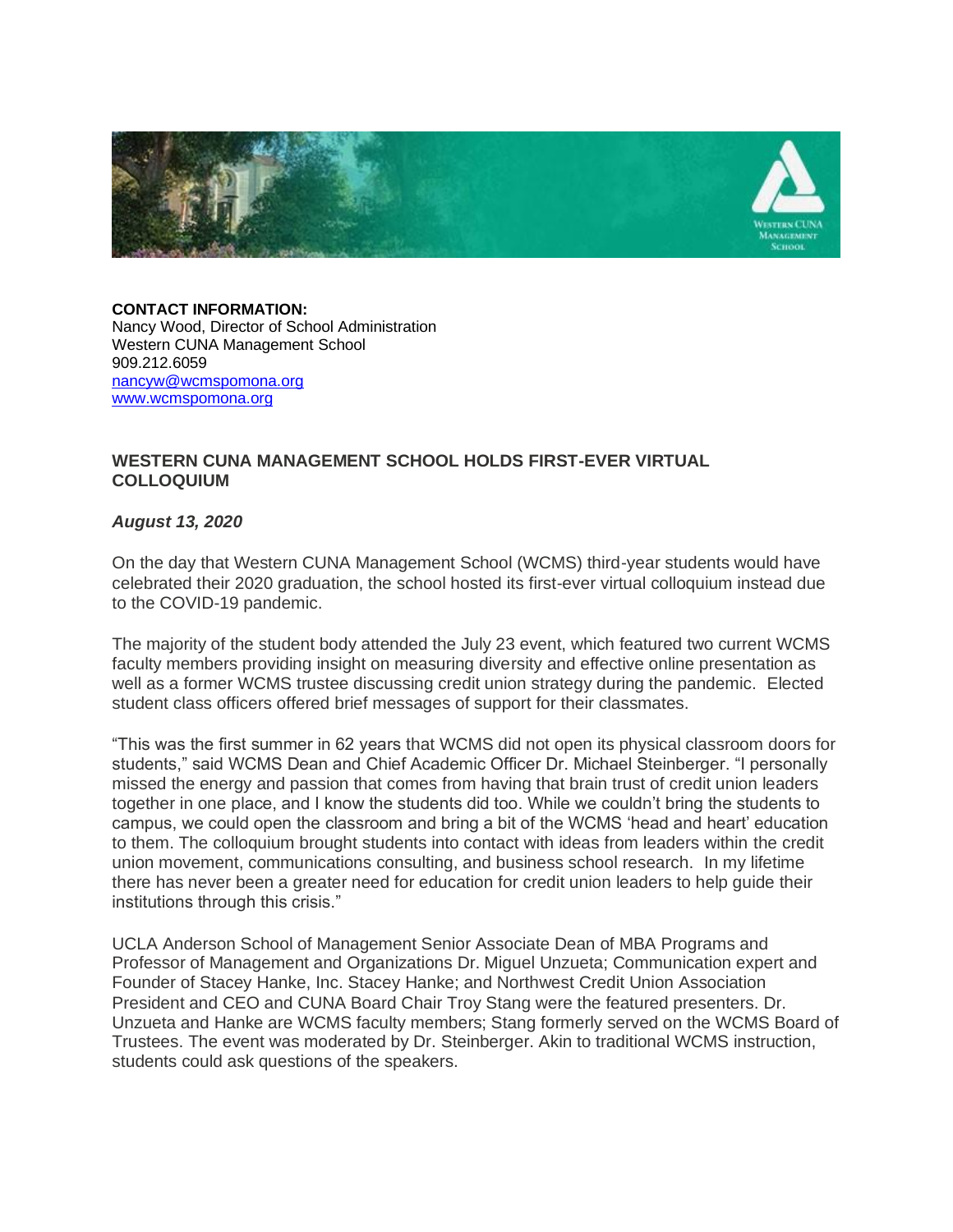**CONTACT INFORMATION:**
Nancy Wood, Director of School Administration
Western CUNA Management School
909.212.6059
nancyw@wcmspomona.org
www.wcmspomona.org

## WESTERN CUNA MANAGEMENT SCHOOL HOLDS FIRST-EVER VIRTUAL COLLOQUIUM

***August 13, 2020***

On the day that Western CUNA Management School (WCMS) third-year students would have celebrated their 2020 graduation, the school hosted its first-ever virtual colloquium instead due to the COVID-19 pandemic.

The majority of the student body attended the July 23 event, which featured two current WCMS faculty members providing insight on measuring diversity and effective online presentation as well as a former WCMS trustee discussing credit union strategy during the pandemic. Elected student class officers offered brief messages of support for their classmates.

"This was the first summer in 62 years that WCMS did not open its physical classroom doors for students," said WCMS Dean and Chief Academic Officer Dr. Michael Steinberger. "I personally missed the energy and passion that comes from having that brain trust of credit union leaders together in one place, and I know the students did too. While we couldn't bring the students to campus, we could open the classroom and bring a bit of the WCMS 'head and heart' education to them. The colloquium brought students into contact with ideas from leaders within the credit union movement, communications consulting, and business school research. In my lifetime there has never been a greater need for education for credit union leaders to help guide their institutions through this crisis."

UCLA Anderson School of Management Senior Associate Dean of MBA Programs and Professor of Management and Organizations Dr. Miguel Unzueta; Communication expert and Founder of Stacey Hanke, Inc. Stacey Hanke; and Northwest Credit Union Association President and CEO and CUNA Board Chair Troy Stang were the featured presenters. Dr. Unzueta and Hanke are WCMS faculty members; Stang formerly served on the WCMS Board of Trustees. The event was moderated by Dr. Steinberger. Akin to traditional WCMS instruction, students could ask questions of the speakers.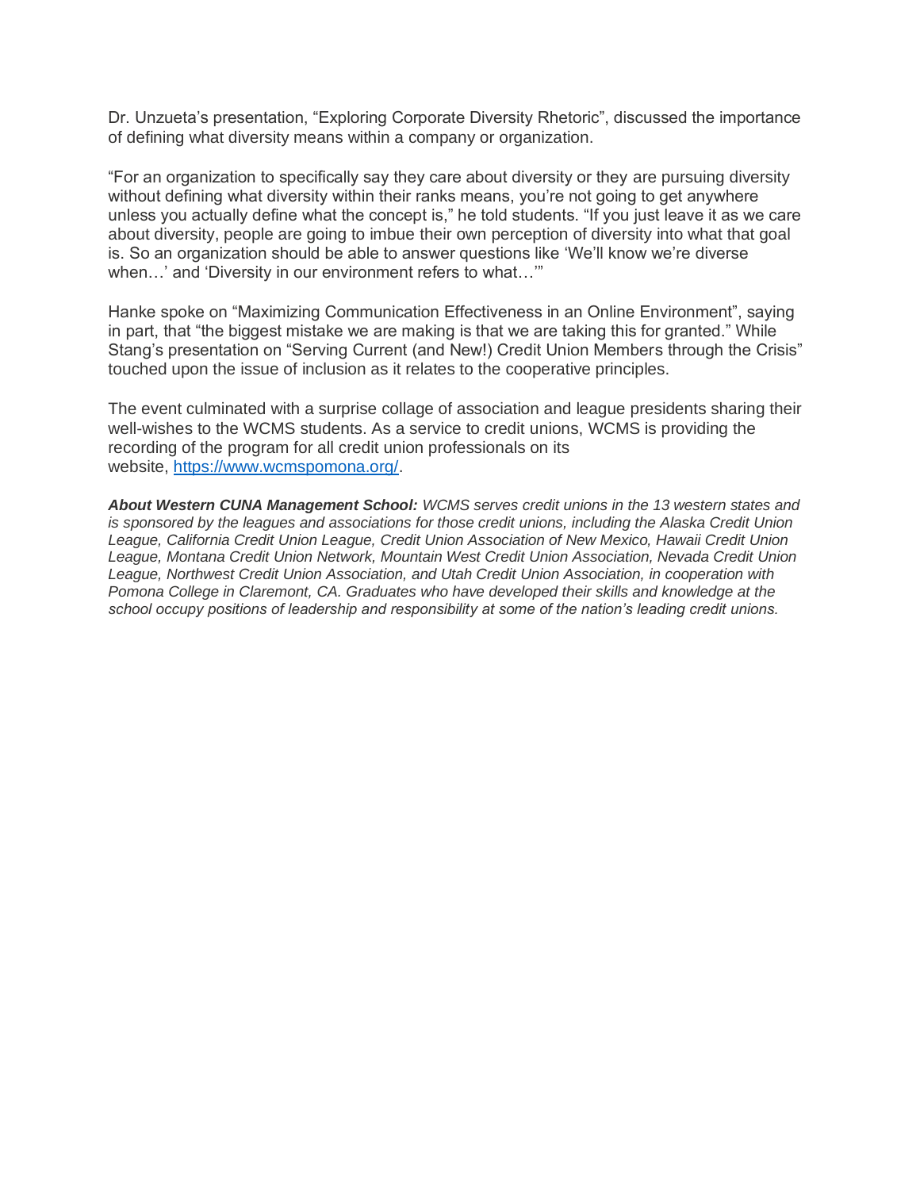Dr. Unzueta's presentation, "Exploring Corporate Diversity Rhetoric", discussed the importance of defining what diversity means within a company or organization.

"For an organization to specifically say they care about diversity or they are pursuing diversity without defining what diversity within their ranks means, you're not going to get anywhere unless you actually define what the concept is," he told students. "If you just leave it as we care about diversity, people are going to imbue their own perception of diversity into what that goal is. So an organization should be able to answer questions like 'We'll know we're diverse when…' and 'Diversity in our environment refers to what…'"

Hanke spoke on "Maximizing Communication Effectiveness in an Online Environment", saying in part, that "the biggest mistake we are making is that we are taking this for granted." While Stang's presentation on "Serving Current (and New!) Credit Union Members through the Crisis" touched upon the issue of inclusion as it relates to the cooperative principles.

The event culminated with a surprise collage of association and league presidents sharing their well-wishes to the WCMS students. As a service to credit unions, WCMS is providing the recording of the program for all credit union professionals on its website, [https://www.wcmspomona.org/](https://www.wcmspomona.org/).

***About Western CUNA Management School:*** *WCMS serves credit unions in the 13 western states and is sponsored by the leagues and associations for those credit unions, including the Alaska Credit Union League, California Credit Union League, Credit Union Association of New Mexico, Hawaii Credit Union League, Montana Credit Union Network, Mountain West Credit Union Association, Nevada Credit Union League, Northwest Credit Union Association, and Utah Credit Union Association, in cooperation with Pomona College in Claremont, CA. Graduates who have developed their skills and knowledge at the school occupy positions of leadership and responsibility at some of the nation's leading credit unions.*